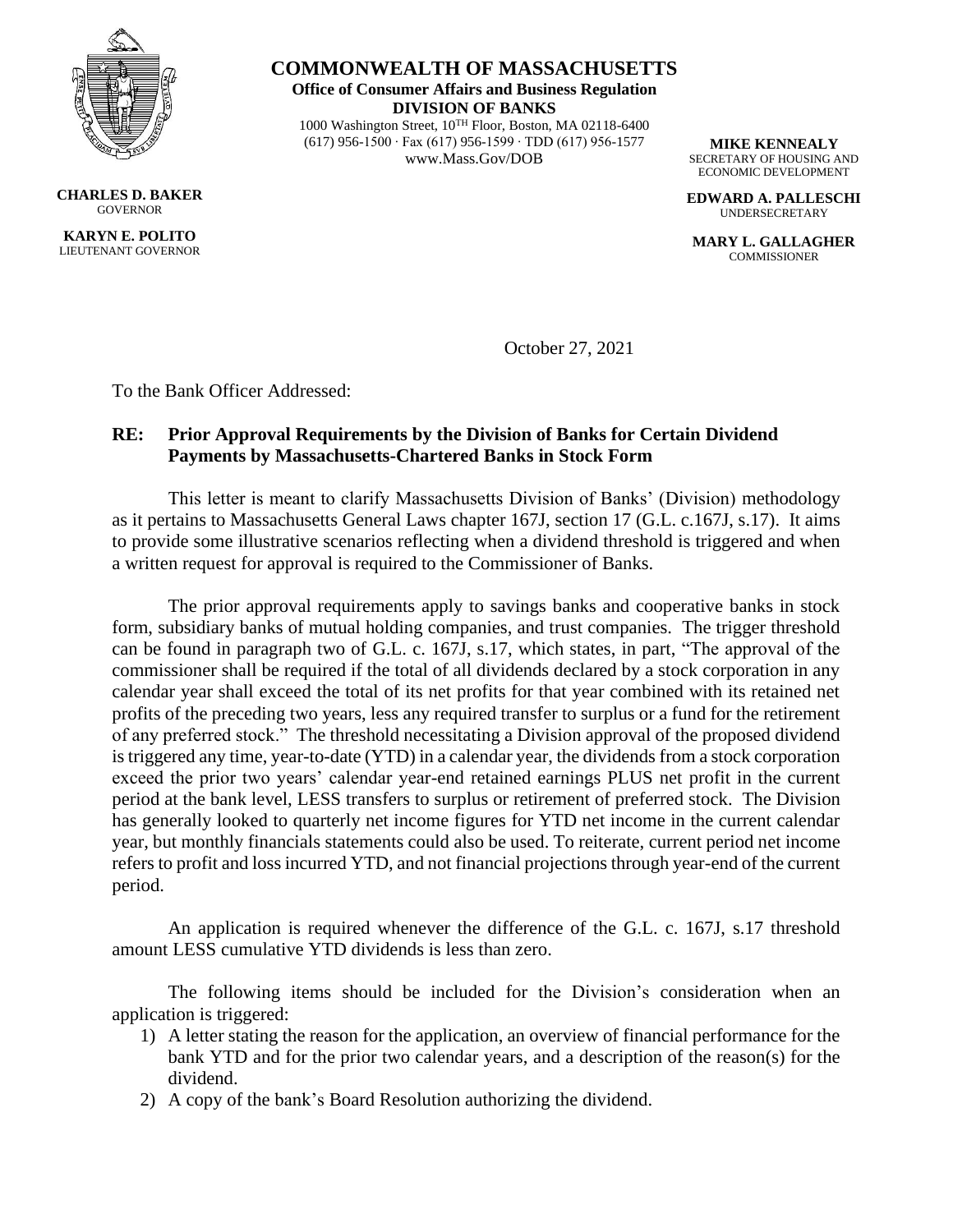**COMMONWEALTH OF MASSACHUSETTS**
**Office of Consumer Affairs and Business Regulation**
**DIVISION OF BANKS**
1000 Washington Street, 10TH Floor, Boston, MA 02118-6400
(617) 956-1500 · Fax (617) 956-1599 · TDD (617) 956-1577
www.Mass.Gov/DOB

**CHARLES D. BAKER**
GOVERNOR

**KARYN E. POLITO**
LIEUTENANT GOVERNOR

**MIKE KENNEALY**
SECRETARY OF HOUSING AND ECONOMIC DEVELOPMENT

**EDWARD A. PALLESCHI**
UNDERSECRETARY

**MARY L. GALLAGHER**
COMMISSIONER

October 27, 2021

To the Bank Officer Addressed:

**RE: Prior Approval Requirements by the Division of Banks for Certain Dividend Payments by Massachusetts-Chartered Banks in Stock Form**

This letter is meant to clarify Massachusetts Division of Banks' (Division) methodology as it pertains to Massachusetts General Laws chapter 167J, section 17 (G.L. c.167J, s.17). It aims to provide some illustrative scenarios reflecting when a dividend threshold is triggered and when a written request for approval is required to the Commissioner of Banks.

The prior approval requirements apply to savings banks and cooperative banks in stock form, subsidiary banks of mutual holding companies, and trust companies. The trigger threshold can be found in paragraph two of G.L. c. 167J, s.17, which states, in part, "The approval of the commissioner shall be required if the total of all dividends declared by a stock corporation in any calendar year shall exceed the total of its net profits for that year combined with its retained net profits of the preceding two years, less any required transfer to surplus or a fund for the retirement of any preferred stock." The threshold necessitating a Division approval of the proposed dividend is triggered any time, year-to-date (YTD) in a calendar year, the dividends from a stock corporation exceed the prior two years' calendar year-end retained earnings PLUS net profit in the current period at the bank level, LESS transfers to surplus or retirement of preferred stock. The Division has generally looked to quarterly net income figures for YTD net income in the current calendar year, but monthly financials statements could also be used. To reiterate, current period net income refers to profit and loss incurred YTD, and not financial projections through year-end of the current period.

An application is required whenever the difference of the G.L. c. 167J, s.17 threshold amount LESS cumulative YTD dividends is less than zero.

The following items should be included for the Division's consideration when an application is triggered:

1) A letter stating the reason for the application, an overview of financial performance for the bank YTD and for the prior two calendar years, and a description of the reason(s) for the dividend.
2) A copy of the bank's Board Resolution authorizing the dividend.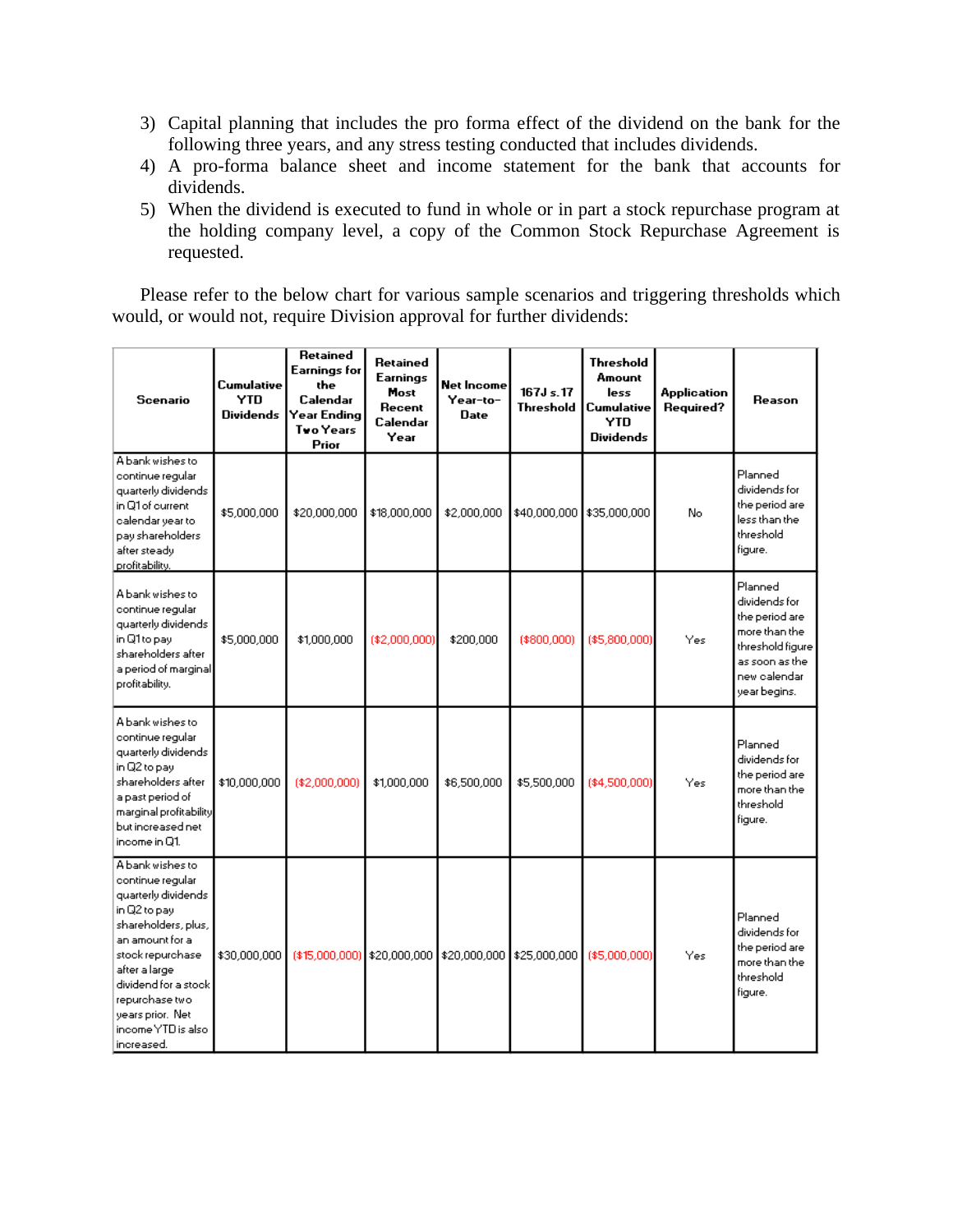3) Capital planning that includes the pro forma effect of the dividend on the bank for the following three years, and any stress testing conducted that includes dividends.
4) A pro-forma balance sheet and income statement for the bank that accounts for dividends.
5) When the dividend is executed to fund in whole or in part a stock repurchase program at the holding company level, a copy of the Common Stock Repurchase Agreement is requested.

Please refer to the below chart for various sample scenarios and triggering thresholds which would, or would not, require Division approval for further dividends:

| Scenario | Cumulative YTD Dividends | Retained Earnings for the Calendar Year Ending Two Years Prior | Retained Earnings Most Recent Calendar Year | Net Income Year-to-Date | 167J s.17 Threshold | Threshold Amount less Cumulative YTD Dividends | Application Required? | Reason |
|---|---|---|---|---|---|---|---|---|
| A bank wishes to continue regular quarterly dividends in Q1 of current calendar year to pay shareholders after steady profitability. | $5,000,000 | $20,000,000 | $18,000,000 | $2,000,000 | $40,000,000 | $35,000,000 | No | Planned dividends for the period are less than the threshold figure. |
| A bank wishes to continue regular quarterly dividends in Q1 to pay shareholders after a period of marginal profitability. | $5,000,000 | $1,000,000 | ($2,000,000) | $200,000 | ($800,000) | ($5,800,000) | Yes | Planned dividends for the period are more than the threshold figure as soon as the new calendar year begins. |
| A bank wishes to continue regular quarterly dividends in Q2 to pay shareholders after a past period of marginal profitability but increased net income in Q1. | $10,000,000 | ($2,000,000) | $1,000,000 | $6,500,000 | $5,500,000 | ($4,500,000) | Yes | Planned dividends for the period are more than the threshold figure. |
| A bank wishes to continue regular quarterly dividends in Q2 to pay shareholders, plus, an amount for a stock repurchase after a large dividend for a stock repurchase two years prior. Net income YTD is also increased. | $30,000,000 | ($15,000,000) | $20,000,000 | $20,000,000 | $25,000,000 | ($5,000,000) | Yes | Planned dividends for the period are more than the threshold figure. |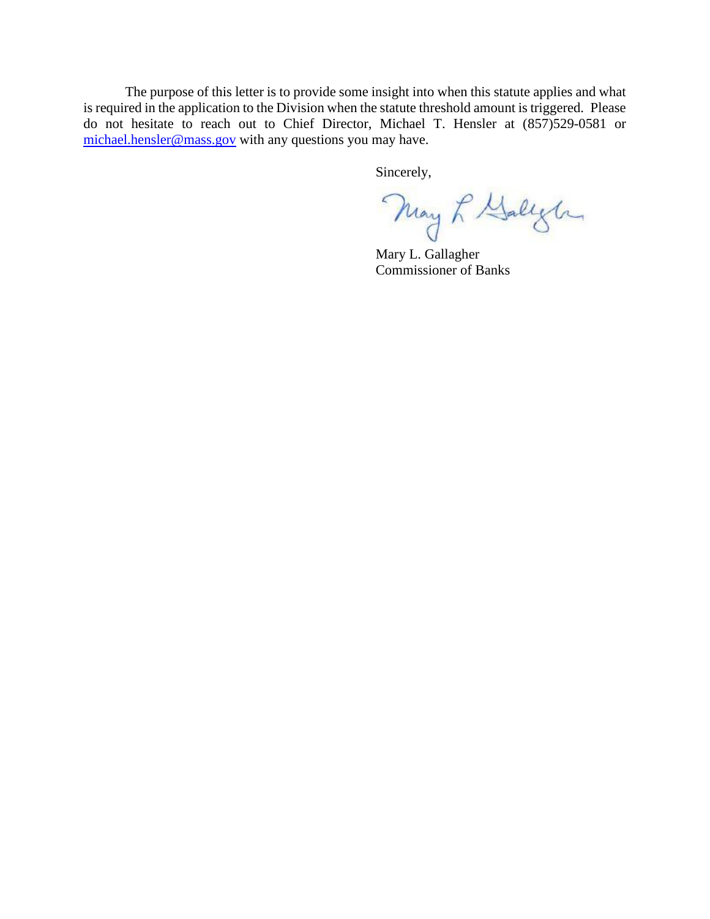The purpose of this letter is to provide some insight into when this statute applies and what is required in the application to the Division when the statute threshold amount is triggered. Please do not hesitate to reach out to Chief Director, Michael T. Hensler at (857)529-0581 or michael.hensler@mass.gov with any questions you may have.

Sincerely,

Mary L. Gallagher
Commissioner of Banks